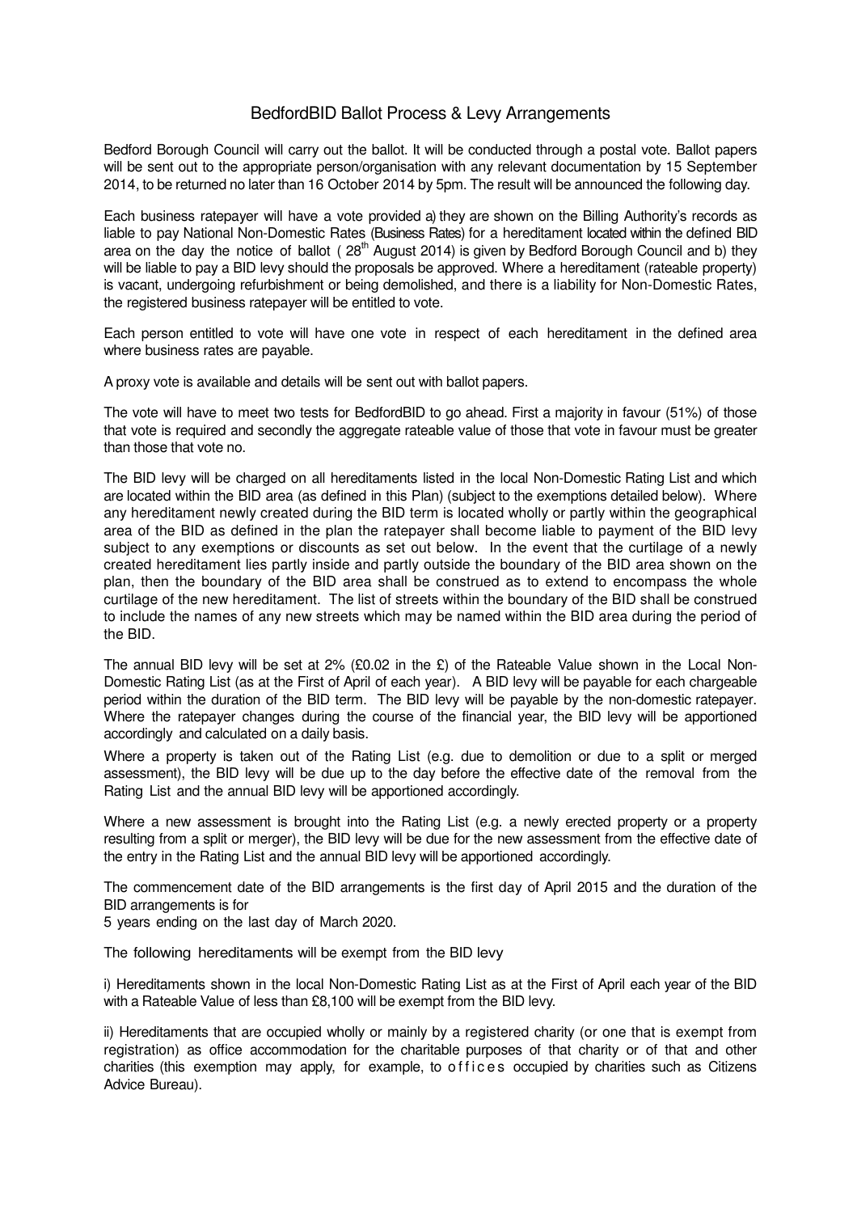# BedfordBID Ballot Process & Levy Arrangements

Bedford Borough Council will carry out the ballot. It will be conducted through a postal vote. Ballot papers will be sent out to the appropriate person/organisation with any relevant documentation by 15 September 2014, to be returned no later than 16 October 2014 by 5pm. The result will be announced the following day.

Each business ratepayer will have a vote provided a) they are shown on the Billing Authority's records as liable to pay National Non-Domestic Rates (Business Rates) for a hereditament located within the defined BID area on the day the notice of ballot ( 28th August 2014) is given by Bedford Borough Council and b) they will be liable to pay a BID levy should the proposals be approved. Where a hereditament (rateable property) is vacant, undergoing refurbishment or being demolished, and there is a liability for Non-Domestic Rates, the registered business ratepayer will be entitled to vote.

Each person entitled to vote will have one vote in respect of each hereditament in the defined area where business rates are payable.

A proxy vote is available and details will be sent out with ballot papers.

The vote will have to meet two tests for BedfordBID to go ahead. First a majority in favour (51%) of those that vote is required and secondly the aggregate rateable value of those that vote in favour must be greater than those that vote no.

The BID levy will be charged on all hereditaments listed in the local Non-Domestic Rating List and which are located within the BID area (as defined in this Plan) (subject to the exemptions detailed below). Where any hereditament newly created during the BID term is located wholly or partly within the geographical area of the BID as defined in the plan the ratepayer shall become liable to payment of the BID levy subject to any exemptions or discounts as set out below. In the event that the curtilage of a newly created hereditament lies partly inside and partly outside the boundary of the BID area shown on the plan, then the boundary of the BID area shall be construed as to extend to encompass the whole curtilage of the new hereditament. The list of streets within the boundary of the BID shall be construed to include the names of any new streets which may be named within the BID area during the period of the BID.

The annual BID levy will be set at 2% (£0.02 in the £) of the Rateable Value shown in the Local Non-Domestic Rating List (as at the First of April of each year). A BID levy will be payable for each chargeable period within the duration of the BID term. The BID levy will be payable by the non-domestic ratepayer. Where the ratepayer changes during the course of the financial year, the BID levy will be apportioned accordingly and calculated on a daily basis.

Where a property is taken out of the Rating List (e.g. due to demolition or due to a split or merged assessment), the BID levy will be due up to the day before the effective date of the removal from the Rating List and the annual BID levy will be apportioned accordingly.

Where a new assessment is brought into the Rating List (e.g. a newly erected property or a property resulting from a split or merger), the BID levy will be due for the new assessment from the effective date of the entry in the Rating List and the annual BID levy will be apportioned accordingly.

The commencement date of the BID arrangements is the first day of April 2015 and the duration of the BID arrangements is for
5 years ending on the last day of March 2020.

The following hereditaments will be exempt from the BID levy

i) Hereditaments shown in the local Non-Domestic Rating List as at the First of April each year of the BID with a Rateable Value of less than £8,100 will be exempt from the BID levy.

ii) Hereditaments that are occupied wholly or mainly by a registered charity (or one that is exempt from registration) as office accommodation for the charitable purposes of that charity or of that and other charities (this exemption may apply, for example, to offices occupied by charities such as Citizens Advice Bureau).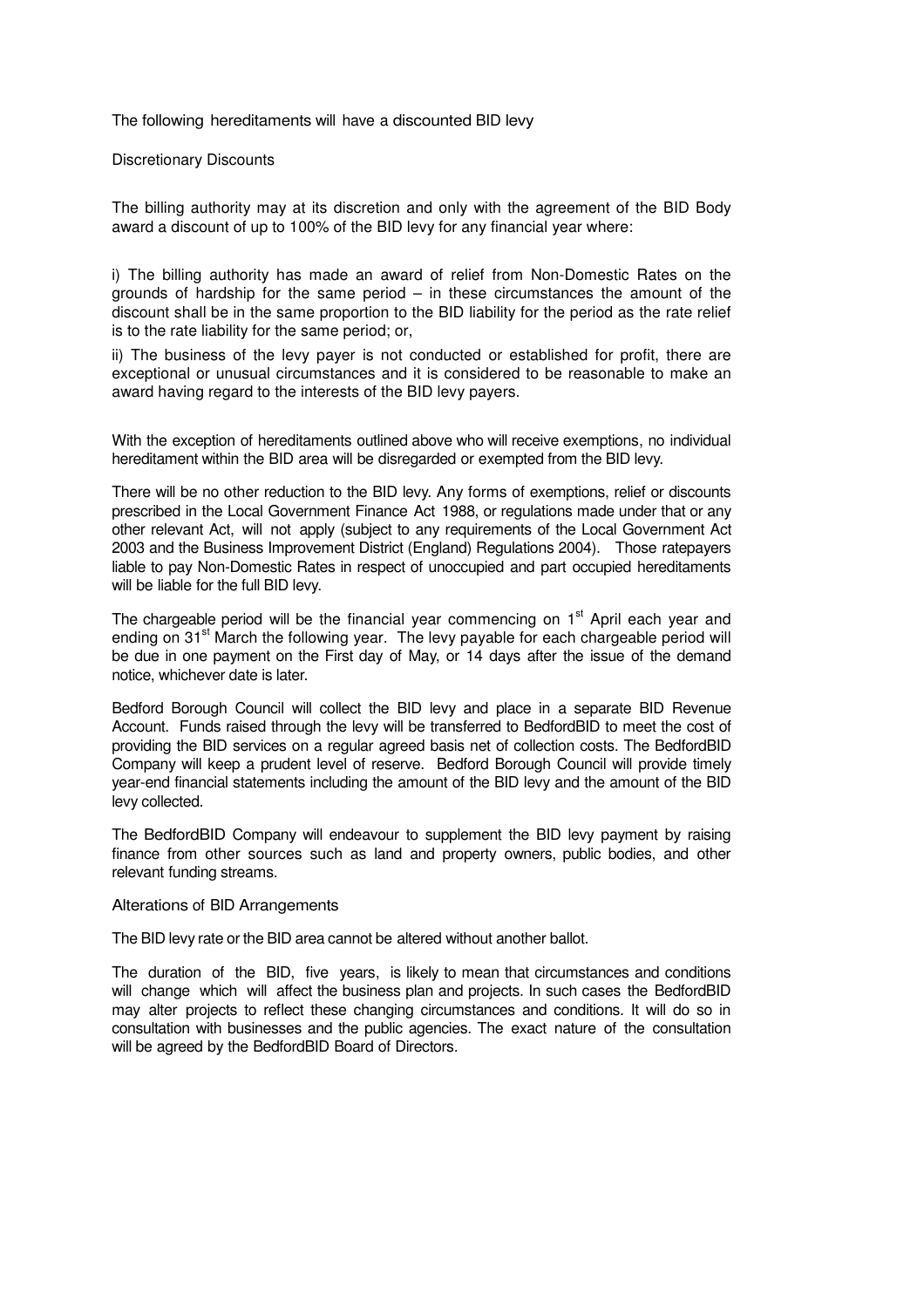The following hereditaments will have a discounted BID levy

## Discretionary Discounts

The billing authority may at its discretion and only with the agreement of the BID Body award a discount of up to 100% of the BID levy for any financial year where:

i) The billing authority has made an award of relief from Non-Domestic Rates on the grounds of hardship for the same period – in these circumstances the amount of the discount shall be in the same proportion to the BID liability for the period as the rate relief is to the rate liability for the same period; or,

ii) The business of the levy payer is not conducted or established for profit, there are exceptional or unusual circumstances and it is considered to be reasonable to make an award having regard to the interests of the BID levy payers.

With the exception of hereditaments outlined above who will receive exemptions, no individual hereditament within the BID area will be disregarded or exempted from the BID levy.

There will be no other reduction to the BID levy. Any forms of exemptions, relief or discounts prescribed in the Local Government Finance Act 1988, or regulations made under that or any other relevant Act, will not apply (subject to any requirements of the Local Government Act 2003 and the Business Improvement District (England) Regulations 2004). Those ratepayers liable to pay Non-Domestic Rates in respect of unoccupied and part occupied hereditaments will be liable for the full BID levy.

The chargeable period will be the financial year commencing on 1st April each year and ending on 31st March the following year. The levy payable for each chargeable period will be due in one payment on the First day of May, or 14 days after the issue of the demand notice, whichever date is later.

Bedford Borough Council will collect the BID levy and place in a separate BID Revenue Account. Funds raised through the levy will be transferred to BedfordBID to meet the cost of providing the BID services on a regular agreed basis net of collection costs. The BedfordBID Company will keep a prudent level of reserve. Bedford Borough Council will provide timely year-end financial statements including the amount of the BID levy and the amount of the BID levy collected.

The BedfordBID Company will endeavour to supplement the BID levy payment by raising finance from other sources such as land and property owners, public bodies, and other relevant funding streams.

## Alterations of BID Arrangements

The BID levy rate or the BID area cannot be altered without another ballot.

The duration of the BID, five years, is likely to mean that circumstances and conditions will change which will affect the business plan and projects. In such cases the BedfordBID may alter projects to reflect these changing circumstances and conditions. It will do so in consultation with businesses and the public agencies. The exact nature of the consultation will be agreed by the BedfordBID Board of Directors.